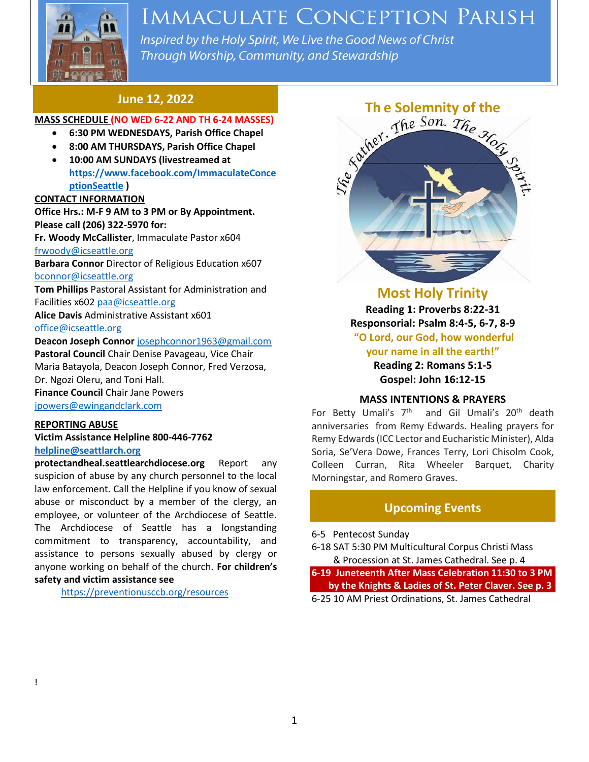# IMMACULATE CONCEPTION PARISH

*Inspired by the Holy Spirit, We Live the Good News of Christ Through Worship, Community, and Stewardship*

## June 12, 2022

**MASS SCHEDULE (NO WED 6-22 AND TH 6-24 MASSES)**

- **6:30 PM WEDNESDAYS, Parish Office Chapel**
- **8:00 AM THURSDAYS, Parish Office Chapel**
- **10:00 AM SUNDAYS (livestreamed at https://www.facebook.com/ImmaculateConceptionSeattle )**

**CONTACT INFORMATION**

**Office Hrs.: M-F 9 AM to 3 PM or By Appointment. Please call (206) 322-5970 for:**

**Fr. Woody McCallister**, Immaculate Pastor x604 frwoody@icseattle.org

**Barbara Connor** Director of Religious Education x607 bconnor@icseattle.org

**Tom Phillips** Pastoral Assistant for Administration and Facilities x602 paa@icseattle.org

**Alice Davis** Administrative Assistant x601 office@icseattle.org

**Deacon Joseph Connor** josephconnor1963@gmail.com

**Pastoral Council** Chair Denise Pavageau, Vice Chair Maria Batayola, Deacon Joseph Connor, Fred Verzosa, Dr. Ngozi Oleru, and Toni Hall.

**Finance Council** Chair Jane Powers jpowers@ewingandclark.com

**REPORTING ABUSE**

**Victim Assistance Helpline 800-446-7762**
**helpline@seattlarch.org**

**protectandheal.seattlearchdiocese.org** Report any suspicion of abuse by any church personnel to the local law enforcement. Call the Helpline if you know of sexual abuse or misconduct by a member of the clergy, an employee, or volunteer of the Archdiocese of Seattle. The Archdiocese of Seattle has a longstanding commitment to transparency, accountability, and assistance to persons sexually abused by clergy or anyone working on behalf of the church. **For children's safety and victim assistance see**

https://preventionusccb.org/resources

!

## Th e Solemnity of the

The Father. The Son. The Holy Spirit.

## Most Holy Trinity

**Reading 1: Proverbs 8:22-31**
**Responsorial: Psalm 8:4-5, 6-7, 8-9**
**"O Lord, our God, how wonderful your name in all the earth!"**
**Reading 2: Romans 5:1-5**
**Gospel: John 16:12-15**

### MASS INTENTIONS & PRAYERS

For Betty Umali's 7th and Gil Umali's 20th death anniversaries from Remy Edwards. Healing prayers for Remy Edwards (ICC Lector and Eucharistic Minister), Alda Soria, Se'Vera Dowe, Frances Terry, Lori Chisolm Cook, Colleen Curran, Rita Wheeler Barquet, Charity Morningstar, and Romero Graves.

## Upcoming Events

6-5 Pentecost Sunday

6-18 SAT 5:30 PM Multicultural Corpus Christi Mass & Procession at St. James Cathedral. See p. 4

**6-19 Juneteenth After Mass Celebration 11:30 to 3 PM by the Knights & Ladies of St. Peter Claver. See p. 3**

6-25 10 AM Priest Ordinations, St. James Cathedral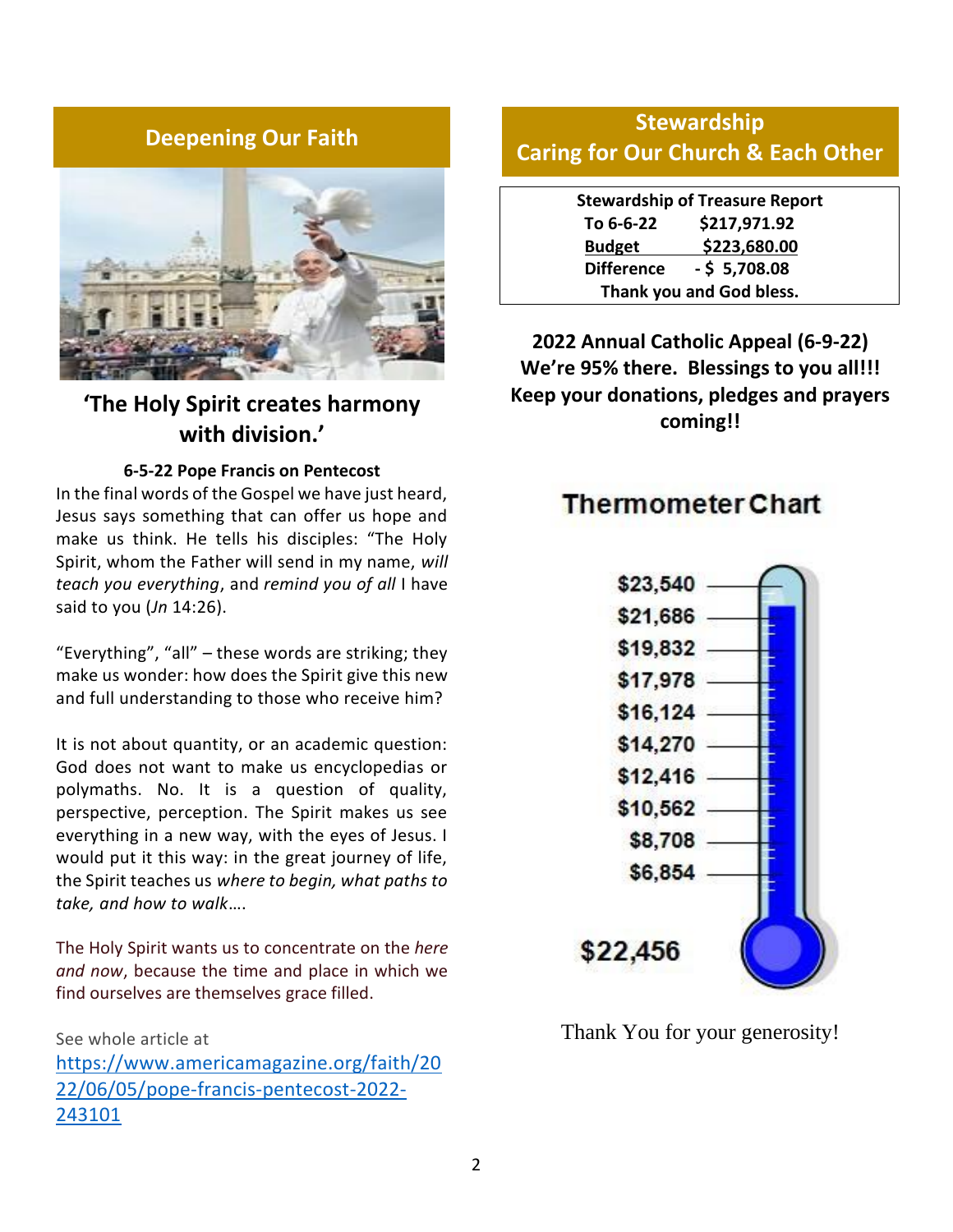## Deepening Our Faith

### 'The Holy Spirit creates harmony with division.'

**6-5-22 Pope Francis on Pentecost**

In the final words of the Gospel we have just heard, Jesus says something that can offer us hope and make us think. He tells his disciples: "The Holy Spirit, whom the Father will send in my name, *will teach you everything*, and *remind you of all* I have said to you (*Jn* 14:26).

"Everything", "all" – these words are striking; they make us wonder: how does the Spirit give this new and full understanding to those who receive him?

It is not about quantity, or an academic question: God does not want to make us encyclopedias or polymaths. No. It is a question of quality, perspective, perception. The Spirit makes us see everything in a new way, with the eyes of Jesus. I would put it this way: in the great journey of life, the Spirit teaches us *where to begin, what paths to take, and how to walk*….

The Holy Spirit wants us to concentrate on the *here and now*, because the time and place in which we find ourselves are themselves grace filled.

See whole article at
https://www.americamagazine.org/faith/2022/06/05/pope-francis-pentecost-2022-243101

## Stewardship
## Caring for Our Church & Each Other

**Stewardship of Treasure Report**

| | |
|---|---|
| **To 6-6-22** | **$217,971.92** |
| **Budget** | **$223,680.00** |
| **Difference** | **- $ 5,708.08** |

**Thank you and God bless.**

**2022 Annual Catholic Appeal (6-9-22)**
**We're 95% there. Blessings to you all!!!**
**Keep your donations, pledges and prayers coming!!**

**Thermometer Chart**

$23,540
$21,686
$19,832
$17,978
$16,124
$14,270
$12,416
$10,562
$8,708
$6,854

**$22,456**

Thank You for your generosity!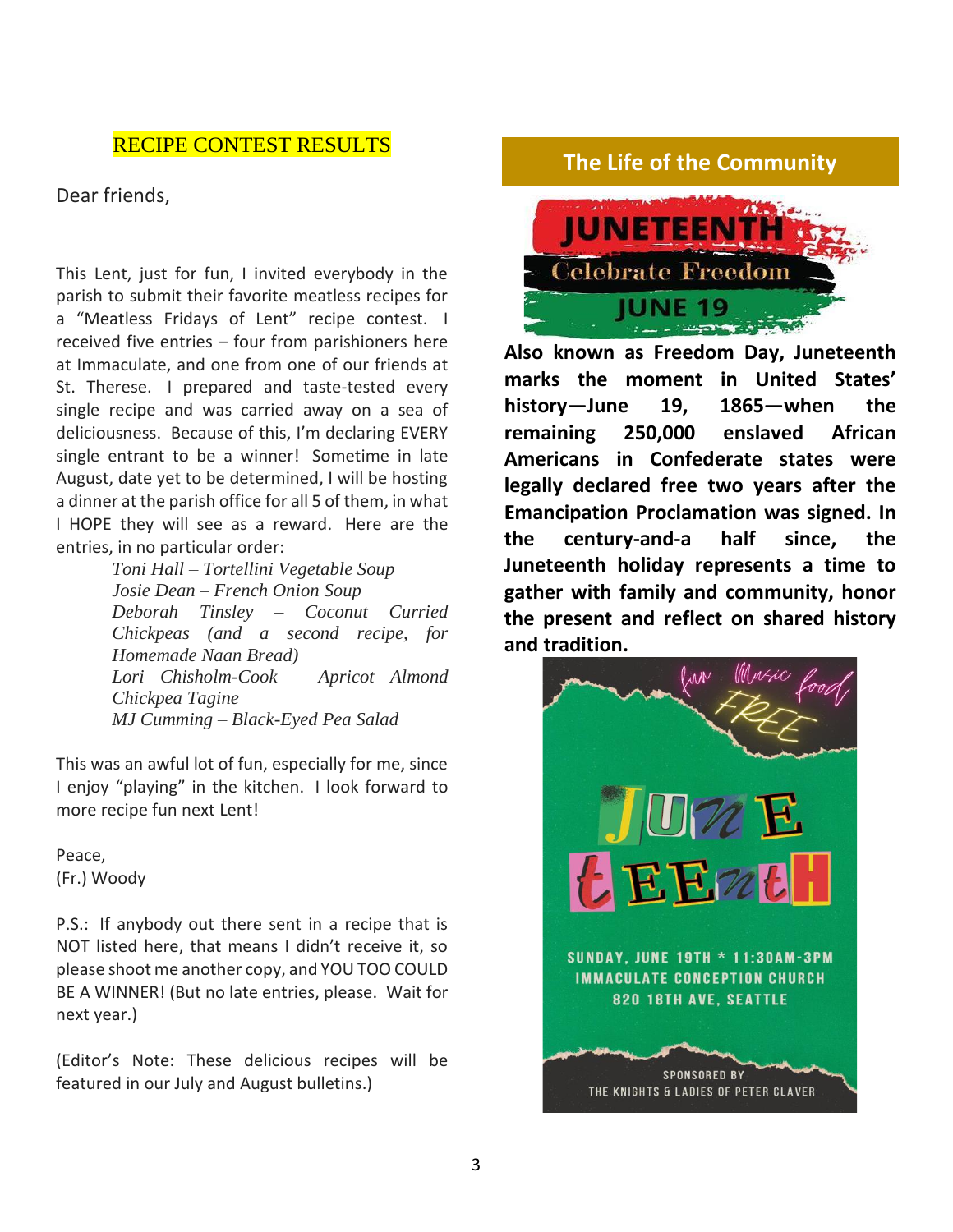## RECIPE CONTEST RESULTS

Dear friends,

This Lent, just for fun, I invited everybody in the parish to submit their favorite meatless recipes for a "Meatless Fridays of Lent" recipe contest. I received five entries – four from parishioners here at Immaculate, and one from one of our friends at St. Therese. I prepared and taste-tested every single recipe and was carried away on a sea of deliciousness. Because of this, I'm declaring EVERY single entrant to be a winner! Sometime in late August, date yet to be determined, I will be hosting a dinner at the parish office for all 5 of them, in what I HOPE they will see as a reward. Here are the entries, in no particular order:

*Toni Hall – Tortellini Vegetable Soup*
*Josie Dean – French Onion Soup*
*Deborah Tinsley – Coconut Curried Chickpeas (and a second recipe, for Homemade Naan Bread)*
*Lori Chisholm-Cook – Apricot Almond Chickpea Tagine*
*MJ Cumming – Black-Eyed Pea Salad*

This was an awful lot of fun, especially for me, since I enjoy "playing" in the kitchen. I look forward to more recipe fun next Lent!

Peace,
(Fr.) Woody

P.S.: If anybody out there sent in a recipe that is NOT listed here, that means I didn't receive it, so please shoot me another copy, and YOU TOO COULD BE A WINNER! (But no late entries, please. Wait for next year.)

(Editor's Note: These delicious recipes will be featured in our July and August bulletins.)

## The Life of the Community

JUNETEENTH
Celebrate Freedom
JUNE 19

**Also known as Freedom Day, Juneteenth marks the moment in United States' history—June 19, 1865—when the remaining 250,000 enslaved African Americans in Confederate states were legally declared free two years after the Emancipation Proclamation was signed. In the century-and-a half since, the Juneteenth holiday represents a time to gather with family and community, honor the present and reflect on shared history and tradition.**

fun Music food
FREE

JUNETEENTH

SUNDAY, JUNE 19TH * 11:30AM-3PM
IMMACULATE CONCEPTION CHURCH
820 18TH AVE, SEATTLE

SPONSORED BY
THE KNIGHTS & LADIES OF PETER CLAVER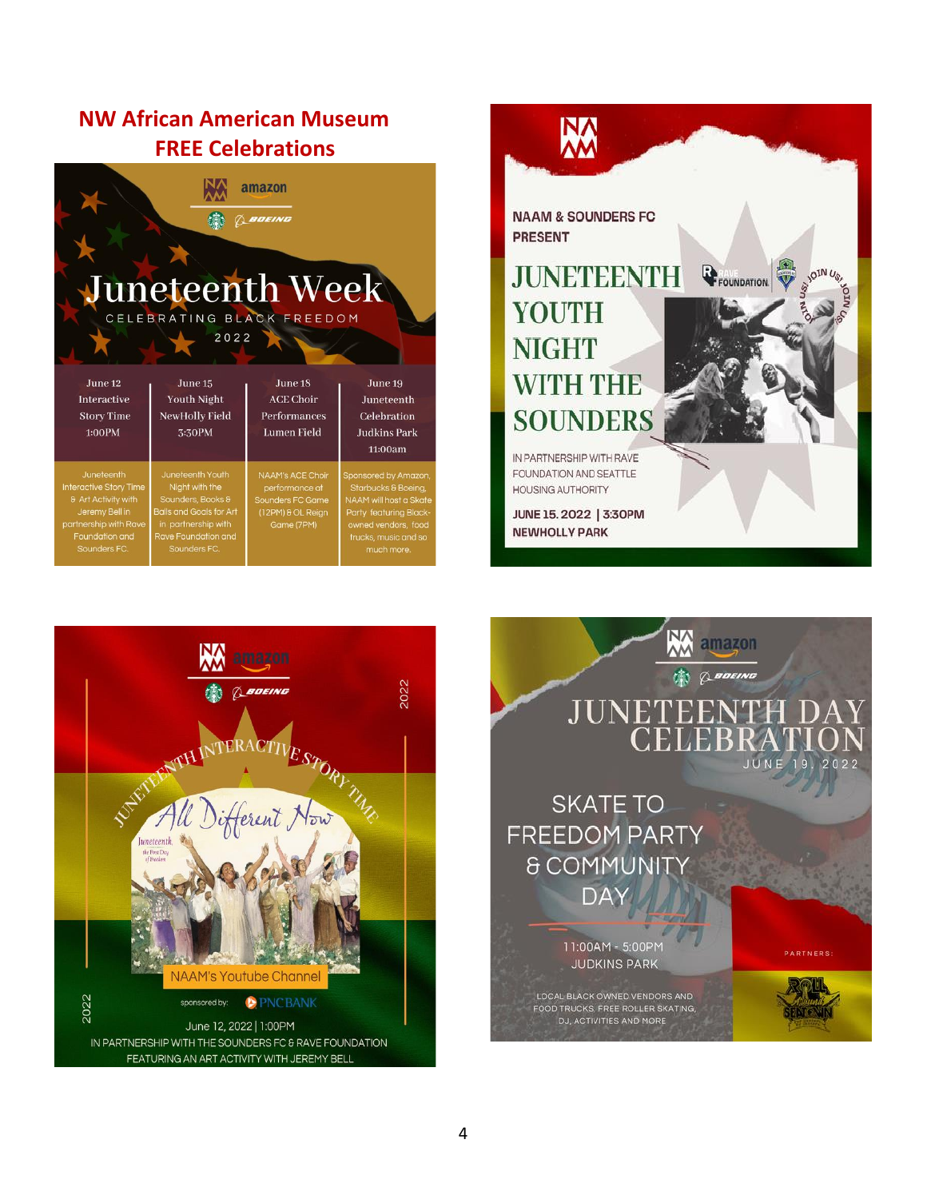## NW African American Museum FREE Celebrations

# Juneteenth Week

CELEBRATING BLACK FREEDOM

2022

| June 12 Interactive Story Time 1:00PM | June 15 Youth Night NewHolly Field 3:30PM | June 18 ACE Choir Performances Lumen Field | June 19 Juneteenth Celebration Judkins Park 11:00am |
|---|---|---|---|
| Juneteenth Interactive Story Time & Art Activity with Jeremy Bell in partnership with Rave Foundation and Sounders FC. | Juneteenth Youth Night with the Sounders, Books & Balls and Goals for Art in partnership with Rave Foundation and Sounders FC. | NAAM's ACE Choir performance at Sounders FC Game (12PM) & OL Reign Game (7PM) | Sponsored by Amazon, Starbucks & Boeing, NAAM will host a Skate Party featuring Black-owned vendors, food trucks, music and so much more. |

NAAM & SOUNDERS FC PRESENT

# JUNETEENTH YOUTH NIGHT WITH THE SOUNDERS

IN PARTNERSHIP WITH RAVE FOUNDATION AND SEATTLE HOUSING AUTHORITY

JUNE 15. 2022 | 3:30PM

NEWHOLLY PARK

# JUNETEENTH INTERACTIVE STORY TIME

2022

*All Different Now*

NAAM's Youtube Channel

sponsored by: PNC BANK

June 12, 2022 | 1:00PM

IN PARTNERSHIP WITH THE SOUNDERS FC & RAVE FOUNDATION FEATURING AN ART ACTIVITY WITH JEREMY BELL

# JUNETEENTH DAY CELEBRATION

JUNE 19, 2022

SKATE TO FREEDOM PARTY & COMMUNITY DAY

11:00AM - 5:00PM

JUDKINS PARK

LOCAL BLACK OWNED VENDORS AND FOOD TRUCKS, FREE ROLLER SKATING, DJ, ACTIVITIES AND MORE

PARTNERS: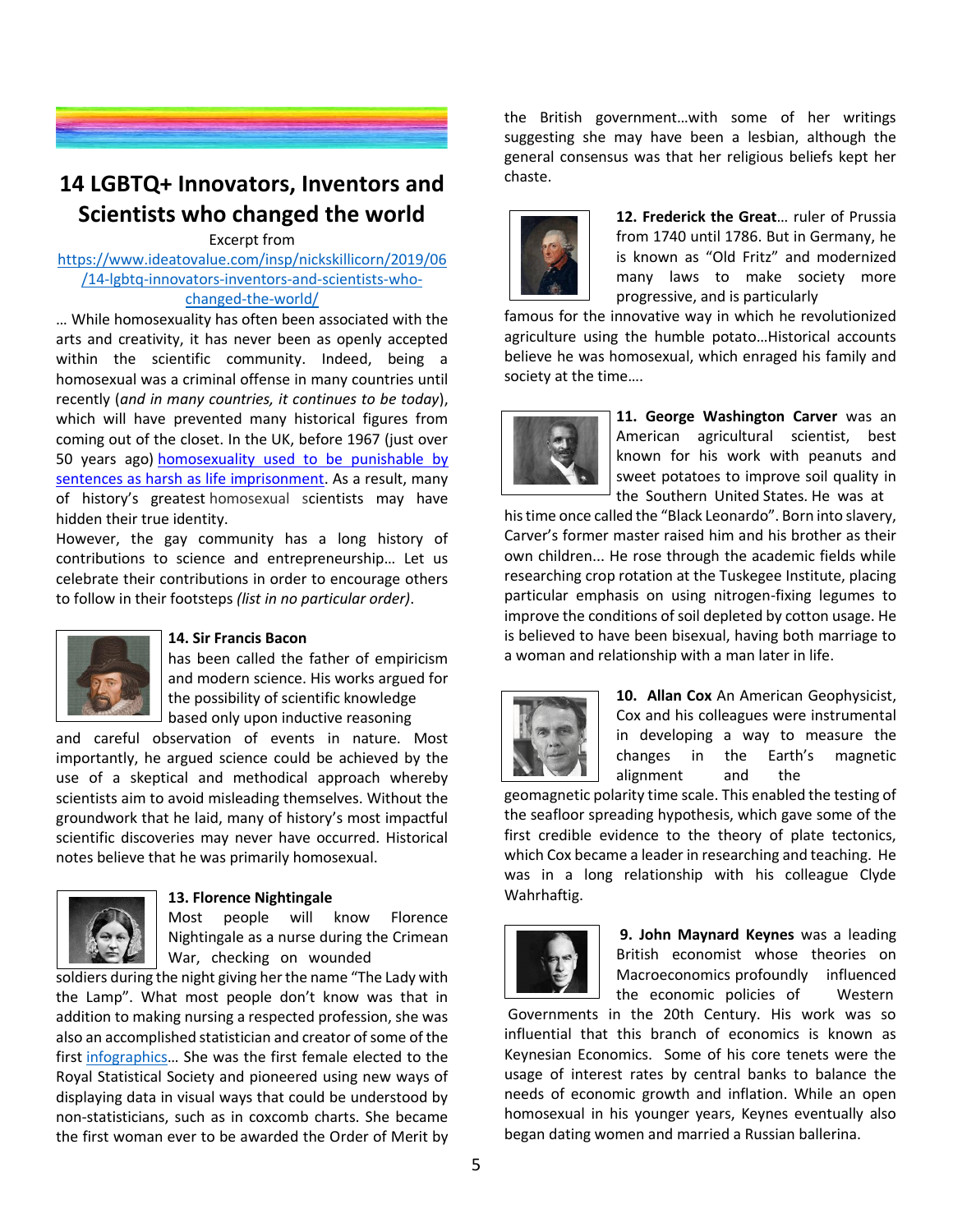# 14 LGBTQ+ Innovators, Inventors and Scientists who changed the world

Excerpt from [https://www.ideatovalue.com/insp/nickskillicorn/2019/06/14-lgbtq-innovators-inventors-and-scientists-who-changed-the-world/](https://www.ideatovalue.com/insp/nickskillicorn/2019/06/14-lgbtq-innovators-inventors-and-scientists-who-changed-the-world/)

… While homosexuality has often been associated with the arts and creativity, it has never been as openly accepted within the scientific community. Indeed, being a homosexual was a criminal offense in many countries until recently (*and in many countries, it continues to be today*), which will have prevented many historical figures from coming out of the closet. In the UK, before 1967 (just over 50 years ago) homosexuality used to be punishable by sentences as harsh as life imprisonment. As a result, many of history's greatest homosexual scientists may have hidden their true identity.

However, the gay community has a long history of contributions to science and entrepreneurship… Let us celebrate their contributions in order to encourage others to follow in their footsteps *(list in no particular order)*.

**14. Sir Francis Bacon** has been called the father of empiricism and modern science. His works argued for the possibility of scientific knowledge based only upon inductive reasoning and careful observation of events in nature. Most importantly, he argued science could be achieved by the use of a skeptical and methodical approach whereby scientists aim to avoid misleading themselves. Without the groundwork that he laid, many of history's most impactful scientific discoveries may never have occurred. Historical notes believe that he was primarily homosexual.

**13. Florence Nightingale** Most people will know Florence Nightingale as a nurse during the Crimean War, checking on wounded soldiers during the night giving her the name "The Lady with the Lamp". What most people don't know was that in addition to making nursing a respected profession, she was also an accomplished statistician and creator of some of the first infographics… She was the first female elected to the Royal Statistical Society and pioneered using new ways of displaying data in visual ways that could be understood by non-statisticians, such as in coxcomb charts. She became the first woman ever to be awarded the Order of Merit by the British government…with some of her writings suggesting she may have been a lesbian, although the general consensus was that her religious beliefs kept her chaste.

**12. Frederick the Great**… ruler of Prussia from 1740 until 1786. But in Germany, he is known as "Old Fritz" and modernized many laws to make society more progressive, and is particularly famous for the innovative way in which he revolutionized agriculture using the humble potato…Historical accounts believe he was homosexual, which enraged his family and society at the time….

**11. George Washington Carver** was an American agricultural scientist, best known for his work with peanuts and sweet potatoes to improve soil quality in the Southern United States. He was at his time once called the "Black Leonardo". Born into slavery, Carver's former master raised him and his brother as their own children... He rose through the academic fields while researching crop rotation at the Tuskegee Institute, placing particular emphasis on using nitrogen-fixing legumes to improve the conditions of soil depleted by cotton usage. He is believed to have been bisexual, having both marriage to a woman and relationship with a man later in life.

**10. Allan Cox** An American Geophysicist, Cox and his colleagues were instrumental in developing a way to measure the changes in the Earth's magnetic alignment and the geomagnetic polarity time scale. This enabled the testing of the seafloor spreading hypothesis, which gave some of the first credible evidence to the theory of plate tectonics, which Cox became a leader in researching and teaching. He was in a long relationship with his colleague Clyde Wahrhaftig.

**9. John Maynard Keynes** was a leading British economist whose theories on Macroeconomics profoundly influenced the economic policies of Western Governments in the 20th Century. His work was so influential that this branch of economics is known as Keynesian Economics. Some of his core tenets were the usage of interest rates by central banks to balance the needs of economic growth and inflation. While an open homosexual in his younger years, Keynes eventually also began dating women and married a Russian ballerina.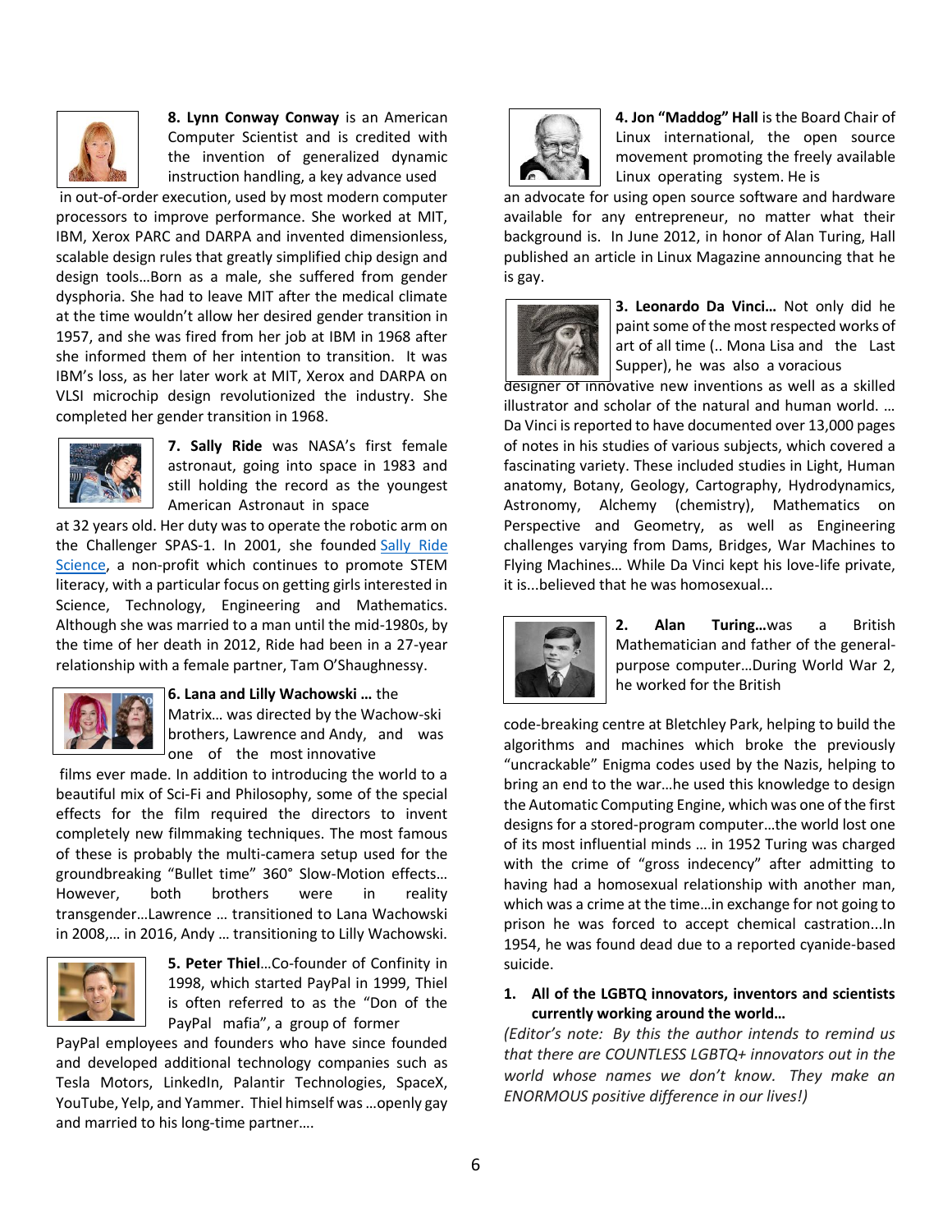**8. Lynn Conway Conway** is an American Computer Scientist and is credited with the invention of generalized dynamic instruction handling, a key advance used in out-of-order execution, used by most modern computer processors to improve performance. She worked at MIT, IBM, Xerox PARC and DARPA and invented dimensionless, scalable design rules that greatly simplified chip design and design tools…Born as a male, she suffered from gender dysphoria. She had to leave MIT after the medical climate at the time wouldn't allow her desired gender transition in 1957, and she was fired from her job at IBM in 1968 after she informed them of her intention to transition. It was IBM's loss, as her later work at MIT, Xerox and DARPA on VLSI microchip design revolutionized the industry. She completed her gender transition in 1968.

**7. Sally Ride** was NASA's first female astronaut, going into space in 1983 and still holding the record as the youngest American Astronaut in space at 32 years old. Her duty was to operate the robotic arm on the Challenger SPAS-1. In 2001, she founded Sally Ride Science, a non-profit which continues to promote STEM literacy, with a particular focus on getting girls interested in Science, Technology, Engineering and Mathematics. Although she was married to a man until the mid-1980s, by the time of her death in 2012, Ride had been in a 27-year relationship with a female partner, Tam O'Shaughnessy.

**6. Lana and Lilly Wachowski …** the Matrix… was directed by the Wachow-ski brothers, Lawrence and Andy, and was one of the most innovative films ever made. In addition to introducing the world to a beautiful mix of Sci-Fi and Philosophy, some of the special effects for the film required the directors to invent completely new filmmaking techniques. The most famous of these is probably the multi-camera setup used for the groundbreaking "Bullet time" 360° Slow-Motion effects… However, both brothers were in reality transgender…Lawrence … transitioned to Lana Wachowski in 2008,… in 2016, Andy … transitioning to Lilly Wachowski.

**5. Peter Thiel**…Co-founder of Confinity in 1998, which started PayPal in 1999, Thiel is often referred to as the "Don of the PayPal mafia", a group of former PayPal employees and founders who have since founded and developed additional technology companies such as Tesla Motors, LinkedIn, Palantir Technologies, SpaceX, YouTube, Yelp, and Yammer. Thiel himself was …openly gay and married to his long-time partner….

**4. Jon "Maddog" Hall** is the Board Chair of Linux international, the open source movement promoting the freely available Linux operating system. He is an advocate for using open source software and hardware available for any entrepreneur, no matter what their background is. In June 2012, in honor of Alan Turing, Hall published an article in Linux Magazine announcing that he is gay.

**3. Leonardo Da Vinci…** Not only did he paint some of the most respected works of art of all time (.. Mona Lisa and the Last Supper), he was also a voracious designer of innovative new inventions as well as a skilled illustrator and scholar of the natural and human world. … Da Vinci is reported to have documented over 13,000 pages of notes in his studies of various subjects, which covered a fascinating variety. These included studies in Light, Human anatomy, Botany, Geology, Cartography, Hydrodynamics, Astronomy, Alchemy (chemistry), Mathematics on Perspective and Geometry, as well as Engineering challenges varying from Dams, Bridges, War Machines to Flying Machines… While Da Vinci kept his love-life private, it is...believed that he was homosexual...

**2. Alan Turing…**was a British Mathematician and father of the general-purpose computer…During World War 2, he worked for the British code-breaking centre at Bletchley Park, helping to build the algorithms and machines which broke the previously "uncrackable" Enigma codes used by the Nazis, helping to bring an end to the war…he used this knowledge to design the Automatic Computing Engine, which was one of the first designs for a stored-program computer…the world lost one of its most influential minds … in 1952 Turing was charged with the crime of "gross indecency" after admitting to having had a homosexual relationship with another man, which was a crime at the time…in exchange for not going to prison he was forced to accept chemical castration...In 1954, he was found dead due to a reported cyanide-based suicide.

1. **All of the LGBTQ innovators, inventors and scientists currently working around the world…**

*(Editor's note: By this the author intends to remind us that there are COUNTLESS LGBTQ+ innovators out in the world whose names we don't know. They make an ENORMOUS positive difference in our lives!)*